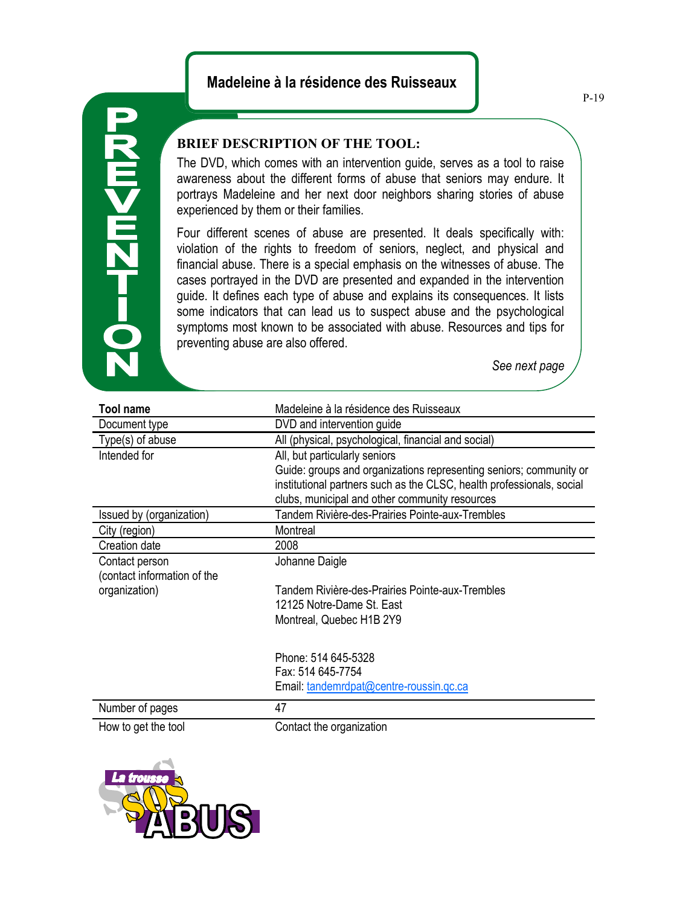# Madeleine à la résidence des Ruisseaux

PREVENTION

**BRIEF DESCRIPTION OF THE TOOL:**

The DVD, which comes with an intervention guide, serves as a tool to raise awareness about the different forms of abuse that seniors may endure. It portrays Madeleine and her next door neighbors sharing stories of abuse experienced by them or their families.

Four different scenes of abuse are presented. It deals specifically with: violation of the rights to freedom of seniors, neglect, and physical and financial abuse. There is a special emphasis on the witnesses of abuse. The cases portrayed in the DVD are presented and expanded in the intervention guide. It defines each type of abuse and explains its consequences. It lists some indicators that can lead us to suspect abuse and the psychological symptoms most known to be associated with abuse. Resources and tips for preventing abuse are also offered.

*See next page*

| **Tool name** | Madeleine à la résidence des Ruisseaux |
|---|---|
| Document type | DVD and intervention guide |
| Type(s) of abuse | All (physical, psychological, financial and social) |
| Intended for | All, but particularly seniors<br>Guide: groups and organizations representing seniors; community or institutional partners such as the CLSC, health professionals, social clubs, municipal and other community resources |
| Issued by (organization) | Tandem Rivière-des-Prairies Pointe-aux-Trembles |
| City (region) | Montreal |
| Creation date | 2008 |
| Contact person (contact information of the organization) | Johanne Daigle<br><br>Tandem Rivière-des-Prairies Pointe-aux-Trembles<br>12125 Notre-Dame St. East<br>Montreal, Quebec H1B 2Y9<br><br>Phone: 514 645-5328<br>Fax: 514 645-7754<br>Email: tandemrdpat@centre-roussin.qc.ca |
| Number of pages | 47 |
| How to get the tool | Contact the organization |

La trousse SOS ABUS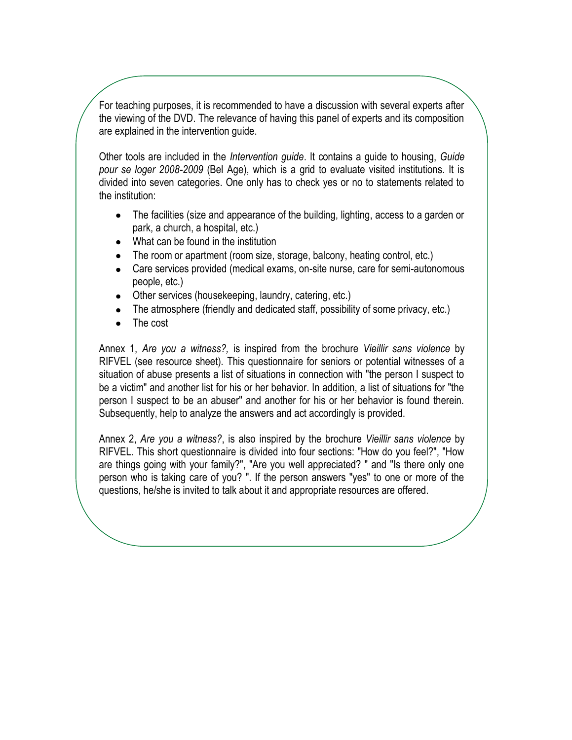For teaching purposes, it is recommended to have a discussion with several experts after the viewing of the DVD. The relevance of having this panel of experts and its composition are explained in the intervention guide.

Other tools are included in the *Intervention guide*. It contains a guide to housing, *Guide pour se loger 2008-2009* (Bel Age), which is a grid to evaluate visited institutions. It is divided into seven categories. One only has to check yes or no to statements related to the institution:

- The facilities (size and appearance of the building, lighting, access to a garden or park, a church, a hospital, etc.)
- What can be found in the institution
- The room or apartment (room size, storage, balcony, heating control, etc.)
- Care services provided (medical exams, on-site nurse, care for semi-autonomous people, etc.)
- Other services (housekeeping, laundry, catering, etc.)
- The atmosphere (friendly and dedicated staff, possibility of some privacy, etc.)
- The cost

Annex 1, *Are you a witness?,* is inspired from the brochure *Vieillir sans violence* by RIFVEL (see resource sheet). This questionnaire for seniors or potential witnesses of a situation of abuse presents a list of situations in connection with "the person I suspect to be a victim" and another list for his or her behavior. In addition, a list of situations for "the person I suspect to be an abuser" and another for his or her behavior is found therein. Subsequently, help to analyze the answers and act accordingly is provided.

Annex 2, *Are you a witness?*, is also inspired by the brochure *Vieillir sans violence* by RIFVEL. This short questionnaire is divided into four sections: "How do you feel?", "How are things going with your family?", "Are you well appreciated? " and "Is there only one person who is taking care of you? ". If the person answers "yes" to one or more of the questions, he/she is invited to talk about it and appropriate resources are offered.